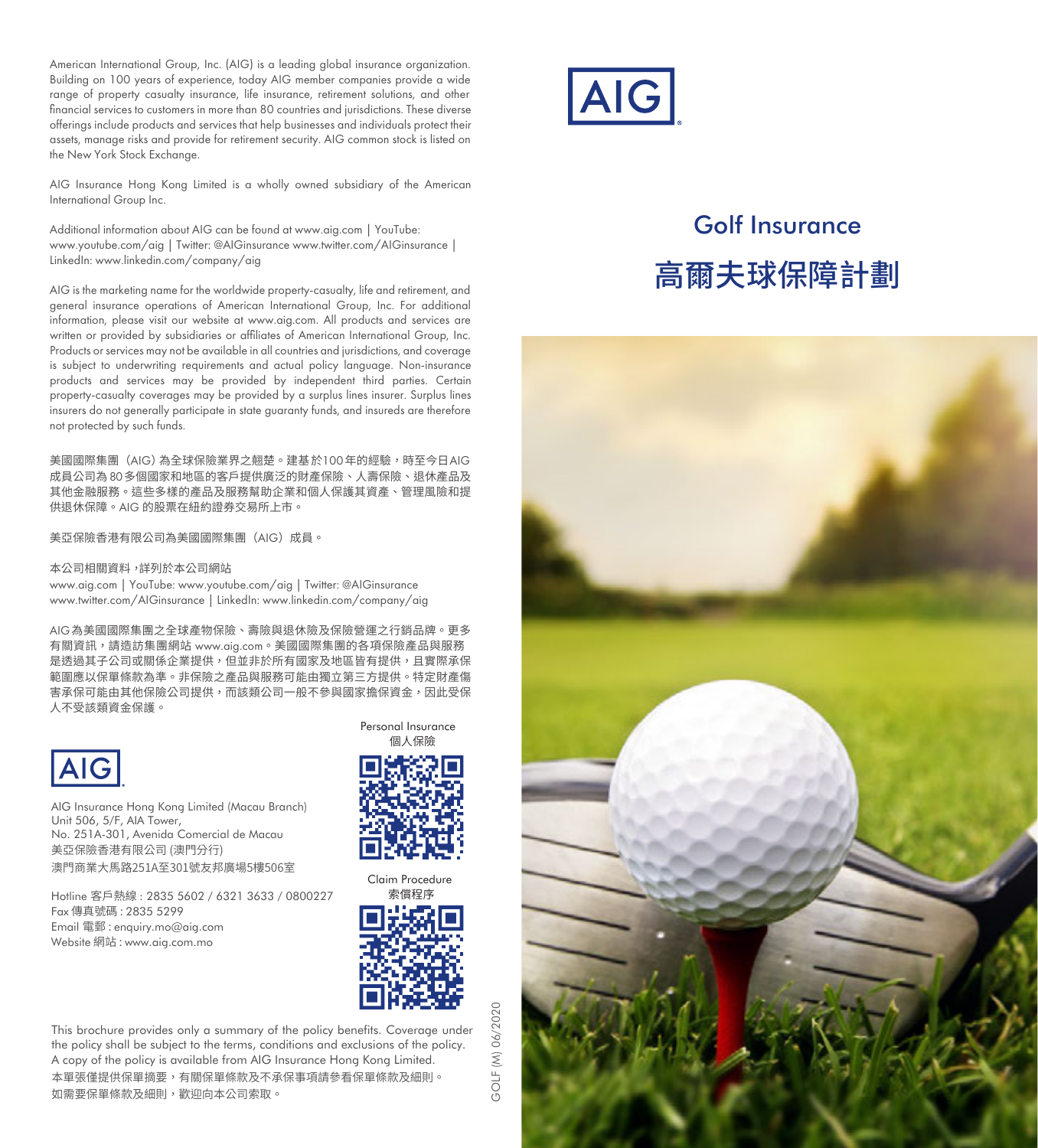# Golf Insurance

# 高爾夫球保障計劃

American International Group, Inc. (AIG) is a leading global insurance organization. Building on 100 years of experience, today AIG member companies provide a wide range of property casualty insurance, life insurance, retirement solutions, and other financial services to customers in more than 80 countries and jurisdictions. These diverse offerings include products and services that help businesses and individuals protect their assets, manage risks and provide for retirement security. AIG common stock is listed on the New York Stock Exchange.

AIG Insurance Hong Kong Limited is a wholly owned subsidiary of the American International Group Inc.

Additional information about AIG can be found at www.aig.com | YouTube: www.youtube.com/aig | Twitter: @AIGinsurance www.twitter.com/AIGinsurance | LinkedIn: www.linkedin.com/company/aig

AIG is the marketing name for the worldwide property-casualty, life and retirement, and general insurance operations of American International Group, Inc. For additional information, please visit our website at www.aig.com. All products and services are written or provided by subsidiaries or affiliates of American International Group, Inc. Products or services may not be available in all countries and jurisdictions, and coverage is subject to underwriting requirements and actual policy language. Non-insurance products and services may be provided by independent third parties. Certain property-casualty coverages may be provided by a surplus lines insurer. Surplus lines insurers do not generally participate in state guaranty funds, and insureds are therefore not protected by such funds.

美國國際集團（AIG）為全球保險業界之翹楚。建基於100年的經驗，時至今日AIG成員公司為80多個國家和地區的客戶提供廣泛的財產保險、人壽保險、退休產品及其他金融服務。這些多樣的產品及服務幫助企業和個人保護其資產、管理風險和提供退休保障。AIG 的股票在紐約證券交易所上市。

美亞保險香港有限公司為美國國際集團（AIG）成員。

本公司相關資料，詳列於本公司網站
www.aig.com | YouTube: www.youtube.com/aig | Twitter: @AIGinsurance
www.twitter.com/AIGinsurance | LinkedIn: www.linkedin.com/company/aig

AIG為美國國際集團之全球產物保險、壽險與退休險及保險營運之行銷品牌。更多有關資訊，請造訪集團網站 www.aig.com。美國國際集團的各項保險產品與服務是透過其子公司或關係企業提供，但並非於所有國家及地區皆有提供，且實際承保範圍應以保單條款為準。非保險之產品與服務可能由獨立第三方提供。特定財產傷害承保可能由其他保險公司提供，而該類公司一般不參與國家擔保資金，因此受保人不受該類資金保護。

AIG Insurance Hong Kong Limited (Macau Branch)
Unit 506, 5/F, AIA Tower,
No. 251A-301, Avenida Comercial de Macau
美亞保險香港有限公司 (澳門分行)
澳門商業大馬路251A至301號友邦廣場5樓506室

Hotline 客戶熱線 : 2835 5602 / 6321 3633 / 0800227
Fax 傳真號碼 : 2835 5299
Email 電郵 : enquiry.mo@aig.com
Website 網站 : www.aig.com.mo

Personal Insurance
個人保險

Claim Procedure
索償程序

This brochure provides only a summary of the policy benefits. Coverage under the policy shall be subject to the terms, conditions and exclusions of the policy. A copy of the policy is available from AIG Insurance Hong Kong Limited.
本單張僅提供保單摘要，有關保單條款及不承保事項請參看保單條款及細則。如需要保單條款及細則，歡迎向本公司索取。

GOLF (M) 06/2020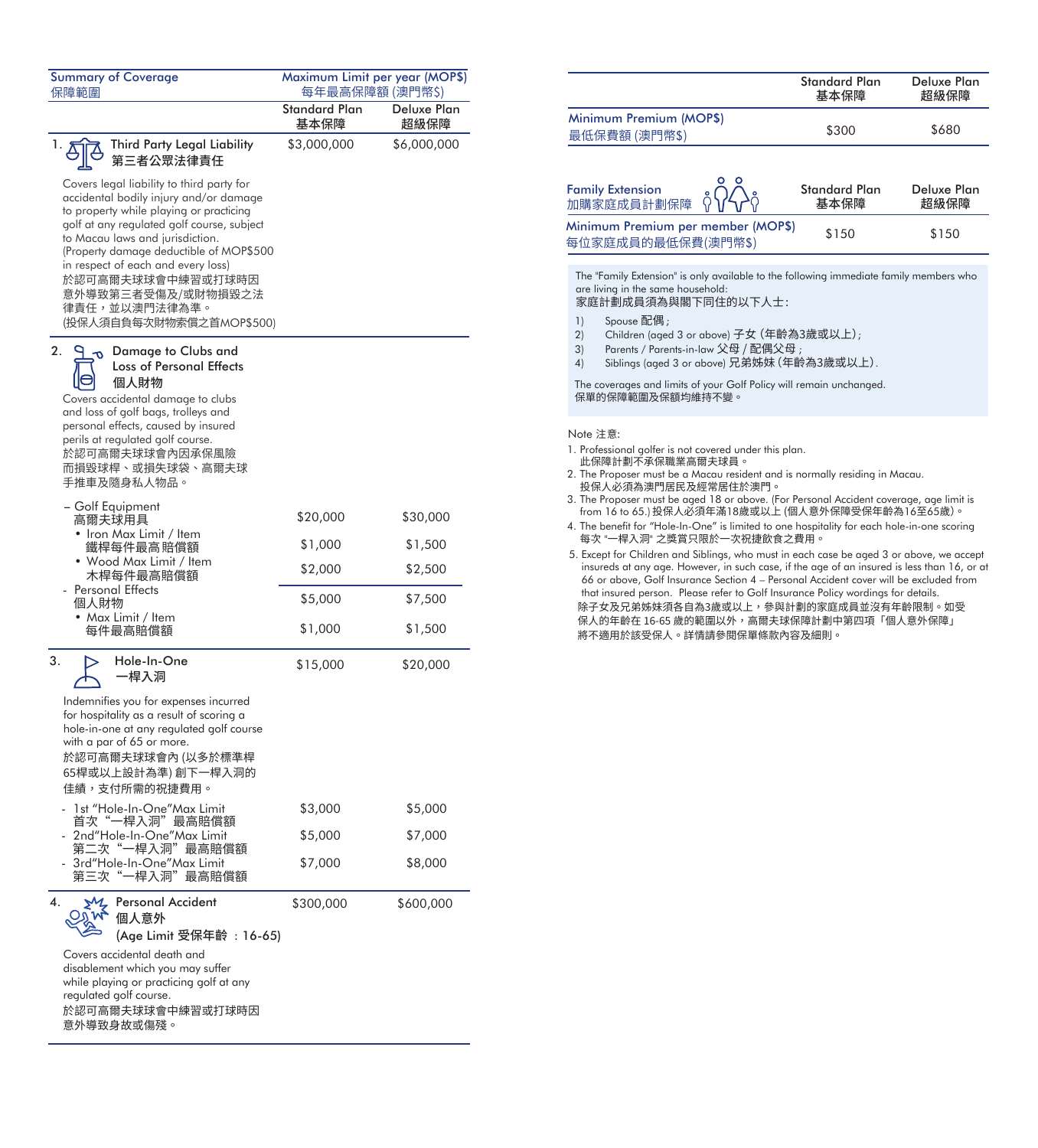| Summary of Coverage 保障範圍 | Maximum Limit per year (MOP$) 每年最高保障額 (澳門幣$) | |
|---|---|---|
| | Standard Plan 基本保障 | Deluxe Plan 超級保障 |
| **1. Third Party Legal Liability 第三者公眾法律責任** | $3,000,000 | $6,000,000 |
| Covers legal liability to third party for accidental bodily injury and/or damage to property while playing or practicing golf at any regulated golf course, subject to Macau laws and jurisdiction. (Property damage deductible of MOP$500 in respect of each and every loss) 於認可高爾夫球球會中練習或打球時因意外導致第三者受傷及/或財物損毀之法律責任，並以澳門法律為準。(投保人須自負每次財物索償之首MOP$500) | | |
| **2. Damage to Clubs and Loss of Personal Effects 個人財物** | | |
| Covers accidental damage to clubs and loss of golf bags, trolleys and personal effects, caused by insured perils at regulated golf course. 於認可高爾夫球球會內因承保風險而損毀球桿、或損失球袋、高爾夫球手推車及隨身私人物品。 | | |
| – Golf Equipment 高爾夫球用具 | $20,000 | $30,000 |
| • Iron Max Limit / Item 鐵桿每件最高賠償額 | $1,000 | $1,500 |
| • Wood Max Limit / Item 木桿每件最高賠償額 | $2,000 | $2,500 |
| - Personal Effects 個人財物 | $5,000 | $7,500 |
| • Max Limit / Item 每件最高賠償額 | $1,000 | $1,500 |
| **3. Hole-In-One 一桿入洞** | $15,000 | $20,000 |
| Indemnifies you for expenses incurred for hospitality as a result of scoring a hole-in-one at any regulated golf course with a par of 65 or more. 於認可高爾夫球球會內 (以多於標準桿65桿或以上設計為準) 創下一桿入洞的佳績，支付所需的祝捷費用。 | | |
| - 1st "Hole-In-One" Max Limit 首次"一桿入洞"最高賠償額 | $3,000 | $5,000 |
| - 2nd "Hole-In-One" Max Limit 第二次"一桿入洞"最高賠償額 | $5,000 | $7,000 |
| - 3rd "Hole-In-One" Max Limit 第三次"一桿入洞"最高賠償額 | $7,000 | $8,000 |
| **4. Personal Accident 個人意外 (Age Limit 受保年齡 : 16-65)** | $300,000 | $600,000 |
| Covers accidental death and disablement which you may suffer while playing or practicing golf at any regulated golf course. 於認可高爾夫球球會中練習或打球時因意外導致身故或傷殘。 | | |

| | Standard Plan 基本保障 | Deluxe Plan 超級保障 |
|---|---|---|
| Minimum Premium (MOP$) 最低保費額 (澳門幣$) | $300 | $680 |

| Family Extension 加購家庭成員計劃保障 | Standard Plan 基本保障 | Deluxe Plan 超級保障 |
|---|---|---|
| Minimum Premium per member (MOP$) 每位家庭成員的最低保費(澳門幣$) | $150 | $150 |

The "Family Extension" is only available to the following immediate family members who are living in the same household:
家庭計劃成員須為與閣下同住的以下人士:

1) Spouse 配偶 ;
2) Children (aged 3 or above) 子女 (年齡為3歲或以上);
3) Parents / Parents-in-law 父母 / 配偶父母 ;
4) Siblings (aged 3 or above) 兄弟姊妹 (年齡為3歲或以上).

The coverages and limits of your Golf Policy will remain unchanged.
保單的保障範圍及保額均維持不變。

Note 注意:

1. Professional golfer is not covered under this plan.
   此保障計劃不承保職業高爾夫球員。
2. The Proposer must be a Macau resident and is normally residing in Macau.
   投保人必須為澳門居民及經常居住於澳門。
3. The Proposer must be aged 18 or above. (For Personal Accident coverage, age limit is from 16 to 65.) 投保人必須年滿18歲或以上 (個人意外保障受保年齡為16至65歲)。
4. The benefit for "Hole-In-One" is limited to one hospitality for each hole-in-one scoring
   每次 "一桿入洞" 之獎賞只限於一次祝捷飲食之費用。
5. Except for Children and Siblings, who must in each case be aged 3 or above, we accept insureds at any age. However, in such case, if the age of an insured is less than 16, or at 66 or above, Golf Insurance Section 4 – Personal Accident cover will be excluded from that insured person. Please refer to Golf Insurance Policy wordings for details.
   除子女及兄弟姊妹須各自為3歲或以上，參與計劃的家庭成員並沒有年齡限制。如受保人的年齡在 16-65 歲的範圍以外，高爾夫球保障計劃中第四項「個人意外保障」將不適用於該受保人。詳情請參閱保單條款內容及細則。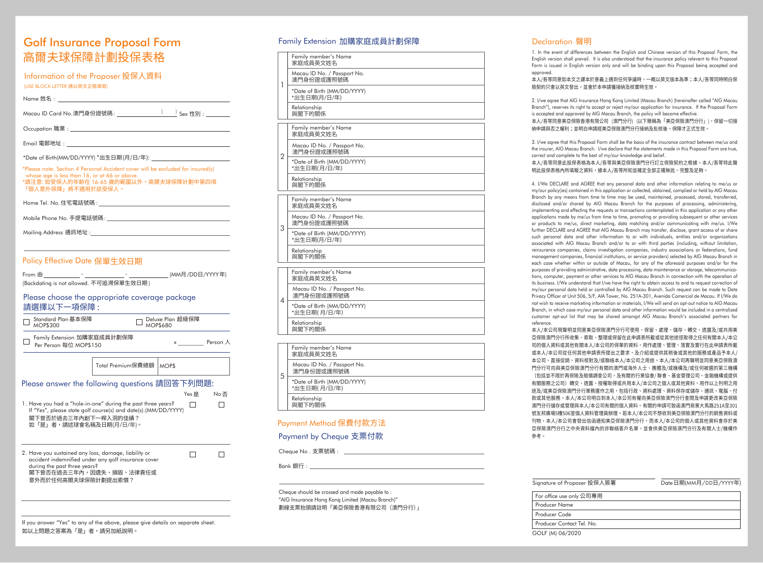# Golf Insurance Proposal Form
# 高爾夫球保障計劃投保表格

## Information of the Proposer 投保人資料

(USE BLOCK LETTER 請以英文正楷填寫)

Name 姓名：

Macau ID Card No.澳門身份證號碼：( ) Sex 性別：

Occupation 職業：

Email 電郵地址：

*Date of Birth(MM/DD/YYYY) *出生日期(月/日/年):

*Please note: Section 4 Personal Accident cover will be excluded for insured(s) whose age is less than 16, or at 66 or above.
*請注意: 如受保人的年齡在 16-65 歲的範圍以外，高爾夫球保障計劃中第四項「個人意外保障」將不適用於該受保人。

Home Tel. No. 住宅電話號碼：

Mobile Phone No. 手提電話號碼：

Mailing Address 通訊地址：

## Policy Effective Date 保單生效日期

From 由 ______ - ______ - ______ (MM月/DD日/YYYY年)

(Backdating is not allowed. 不可追溯保單生效日期)

## Please choose the appropriate coverage package 請選擇以下一項保障：

☐ Standard Plan 基本保障 MOP$300

☐ Deluxe Plan 超級保障 MOP$680

☐ Family Extension 加購家庭成員計劃保障 Per Person 每位 MOP$150 x ______ Person 人

| Total Premium保費總額 | MOP$ |
|---|---|

## Please answer the following questions 請回答下列問題:

| | Yes 是 | No 否 |
|---|---|---|
| 1. Have you had a "hole-in-one" during the past three years? If "Yes", please state golf course(s) and date(s).(MM/DD/YYYY) 閣下曾否於過去三年內創下一桿入洞的佳績？如「是」者，請述球會名稱及日期(月/日/年)。 | ☐ | ☐ |
| 2. Have you sustained any loss, damage, liability or accident indemnified under any golf insurance cover during the past three years? 閣下曾否在過去三年內，因遭失、損毀、法律責任或意外而於任何高爾夫球保險計劃提出索償？ | ☐ | ☐ |

If you answer "Yes" to any of the above, please give details on separate sheet.
如以上問題之答案為「是」者，請另加紙說明。

## Family Extension 加購家庭成員計劃保障

| | | |
|---|---|---|
| 1 | Family member's Name 家庭成員英文姓名 | |
| | Macau ID No. / Passport No. 澳門身份證或護照號碼 | |
| | *Date of Birth (MM/DD/YYYY) *出生日期(月/日/年) | |
| | Relationship 與閣下的關係 | |
| 2 | Family member's Name 家庭成員英文姓名 | |
| | Macau ID No. / Passport No. 澳門身份證或護照號碼 | |
| | *Date of Birth (MM/DD/YYYY) *出生日期(月/日/年) | |
| | Relationship 與閣下的關係 | |
| 3 | Family member's Name 家庭成員英文姓名 | |
| | Macau ID No. / Passport No. 澳門身份證或護照號碼 | |
| | *Date of Birth (MM/DD/YYYY) *出生日期(月/日/年) | |
| | Relationship 與閣下的關係 | |
| 4 | Family member's Name 家庭成員英文姓名 | |
| | Macau ID No. / Passport No. 澳門身份證或護照號碼 | |
| | *Date of Birth (MM/DD/YYYY) *出生日期(月/日/年) | |
| | Relationship 與閣下的關係 | |
| 5 | Family member's Name 家庭成員英文姓名 | |
| | Macau ID No. / Passport No. 澳門身份證或護照號碼 | |
| | *Date of Birth (MM/DD/YYYY) *出生日期(月/日/年) | |
| | Relationship 與閣下的關係 | |

## Payment Method 保費付款方法

### Payment by Cheque 支票付款

Cheque No . 支票號碼：

Bank 銀行：

Cheque should be crossed and made payable to :
"AIG Insurance Hong Kong Limited (Macau Branch)"
劃線支票抬頭請註明「美亞保險香港有限公司（澳門分行）」

## Declaration 聲明

1. In the event of differences between the English and Chinese version of this Proposal Form, the English version shall prevail. It is also understood that the insurance policy relevant to this Proposal Form is issued in English version only and will be binding upon this Proposal being accepted and approved.
本人/吾等同意如本文之譯本於意義上遇到任何爭議時，一概以英文版本為準；本人/吾等同時明白保險契約只會以英文發出，並會於本申請獲接納及核實時生效。

2. I/we agree that AIG Insurance Hong Kong Limited (Macau Branch) (hereinafter called "AIG Macau Branch"), reserves its right to accept or reject my/our application for insurance. If the Proposal Form is accepted and approved by AIG Macau Branch, the policy will become effective.
本人/吾等同意美亞保險香港有限公司（澳門分行）(以下簡稱為「美亞保險澳門分行」)，保留一切接納申請與否之權利；並明白申請經美亞保險澳門分行接納及批核後，保障才正式生效。

3. I/we agree that this Proposal Form shall be the basis of the insurance contract between me/us and the insurer, AIG Macau Branch. I/we declare that the statements made in this Proposal Form are true, correct and complete to the best of my/our knowledge and belief.
本人/吾等同意此投保表格為本人/吾等與美亞保險澳門分行訂立保險契約之根據。本人/吾等特此聲明此投保表格內所填報之資料，據本人/吾等所知並確定全部正確無訛、完整及足夠。

4. I/We DECLARE and AGREE that any personal data and other information relating to me/us or my/our policy(ies) contained in this application or collected, obtained, complied or held by AIG Macau Branch by any means from time to time may be used, maintained, processed, stored, transferred, disclosed and/or shared by AIG Macau Branch for the purposes of processing, administering, implementing and effecting the requests or transactions contemplated in this application or any other applications made by me/us from time to time, promoting or providing subsequent or other services or products to me/us, direct marketing, data matching and/or communicating with me/us. I/We further DECLARE and AGREE that AIG Macau Branch may transfer, disclose, grant access of or share such personal data and other information to or with individuals, entities and/or organizations associated with AIG Macau Branch and/or to or with third parties (including, without limitation, reinsurance companies, claims investigation companies, industry associations or federations, fund management companies, financial institutions, or service providers) selected by AIG Macau Branch in each case whether within or outside of Macau, for any of the aforesaid purposes and/or for the purposes of providing administrative, data processing, data maintenance or storage, telecommunications, computer, payment or other services to AIG Macau Branch in connection with the operation of its business. I/We understand that I/we have the right to obtain access to and to request correction of my/our personal data held or controlled by AIG Macau Branch. Such request can be made to Data Privacy Officer at Unit 506, 5/F, AIA Tower, No. 251A-301, Avenida Comercial de Macau. If I/We do not wish to receive marketing information or materials, I/We will send an opt-out notice to AIG Macau Branch, in which case my/our personal data and other information would be included in a centralized customer opt-out list that may be shared amongst AIG Macau Branch's associated partners for reference.
本人/本公司現聲明並同意美亞保險澳門分行可使用、保留、處理、儲存、轉交、透露及/或共用美亞保險澳門分行所收集、索取、整理或保留在此申請表所載或從其他途徑取得之任何有關本人/本公司的個人資料或其他有關本人/本公司的保單的資料，用作處理、管理、落實及實行在此申請表所載或本人/本公司從任何其他申請表所提出之要求，及介紹或提供其稍後或其他的服務或產品予本人/本公司、直接促銷、資料核對及/或聯絡本人/本公司之用途。本人/本公司再聲明並同意美亞保險澳門分行可向與美亞保險澳門分行有關的澳門或海外人士、團體及/或機構及/或任何被選的第三機構（包括並不限於再保險及賠償調查公司，及有關的行業協會/聯會、基金管理公司、金融機構或提供有關服務之公司）轉交、透露、授權取得或共用本人/本公司之個人或其他資料，用作以上列明之用途及/或美亞保險澳門分行業務運作之用，包括行政、資料處理、資料保存或儲存、通訊、電腦、付款或其他服務。本人/本公司明白到本人/本公司有權向美亞保險澳門分行查閱及申請更改美亞保險澳門分行儲存或管理與本人/本公司有關的個人資料。有關的申請可致函澳門商業大馬路251A至301號友邦廣場5樓506室個人資料管理員辦理。若本人/本公司不想收到美亞保險澳門分行的銷售資料或刊物，本人/本公司會發出信函通知美亞保險澳門分行，而本人/本公司的個人或其他資料會存於美亞保險澳門分行之中央資料檔內的非聯絡客戶名單，並會供美亞保險澳門分行及有關人士/機構作參考。

Signature of Proposer 投保人簽署　　　　Date 日期(MM月/DD日/YYYY年)

| For office use only 公司專用 |
|---|
| Producer Name |
| Producer Code |
| Producer Contact Tel. No. |

GOLF (M) 06/2020